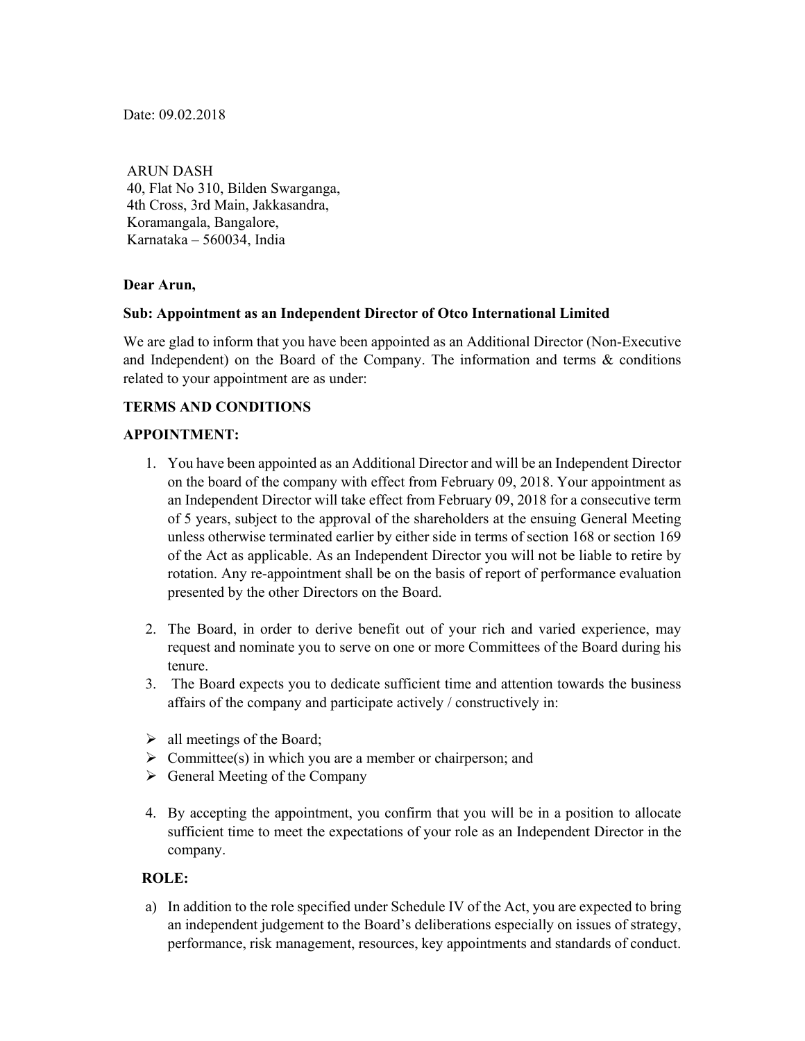Date: 09.02.2018

ARUN DASH
40, Flat No 310, Bilden Swarganga,
4th Cross, 3rd Main, Jakkasandra,
Koramangala, Bangalore,
Karnataka – 560034, India

**Dear Arun,**

**Sub: Appointment as an Independent Director of Otco International Limited**

We are glad to inform that you have been appointed as an Additional Director (Non-Executive and Independent) on the Board of the Company. The information and terms & conditions related to your appointment are as under:

**TERMS AND CONDITIONS**

**APPOINTMENT:**

1. You have been appointed as an Additional Director and will be an Independent Director on the board of the company with effect from February 09, 2018. Your appointment as an Independent Director will take effect from February 09, 2018 for a consecutive term of 5 years, subject to the approval of the shareholders at the ensuing General Meeting unless otherwise terminated earlier by either side in terms of section 168 or section 169 of the Act as applicable. As an Independent Director you will not be liable to retire by rotation. Any re-appointment shall be on the basis of report of performance evaluation presented by the other Directors on the Board.

2. The Board, in order to derive benefit out of your rich and varied experience, may request and nominate you to serve on one or more Committees of the Board during his tenure.
3. The Board expects you to dedicate sufficient time and attention towards the business affairs of the company and participate actively / constructively in:

- all meetings of the Board;
- Committee(s) in which you are a member or chairperson; and
- General Meeting of the Company

4. By accepting the appointment, you confirm that you will be in a position to allocate sufficient time to meet the expectations of your role as an Independent Director in the company.

**ROLE:**

a) In addition to the role specified under Schedule IV of the Act, you are expected to bring an independent judgement to the Board's deliberations especially on issues of strategy, performance, risk management, resources, key appointments and standards of conduct.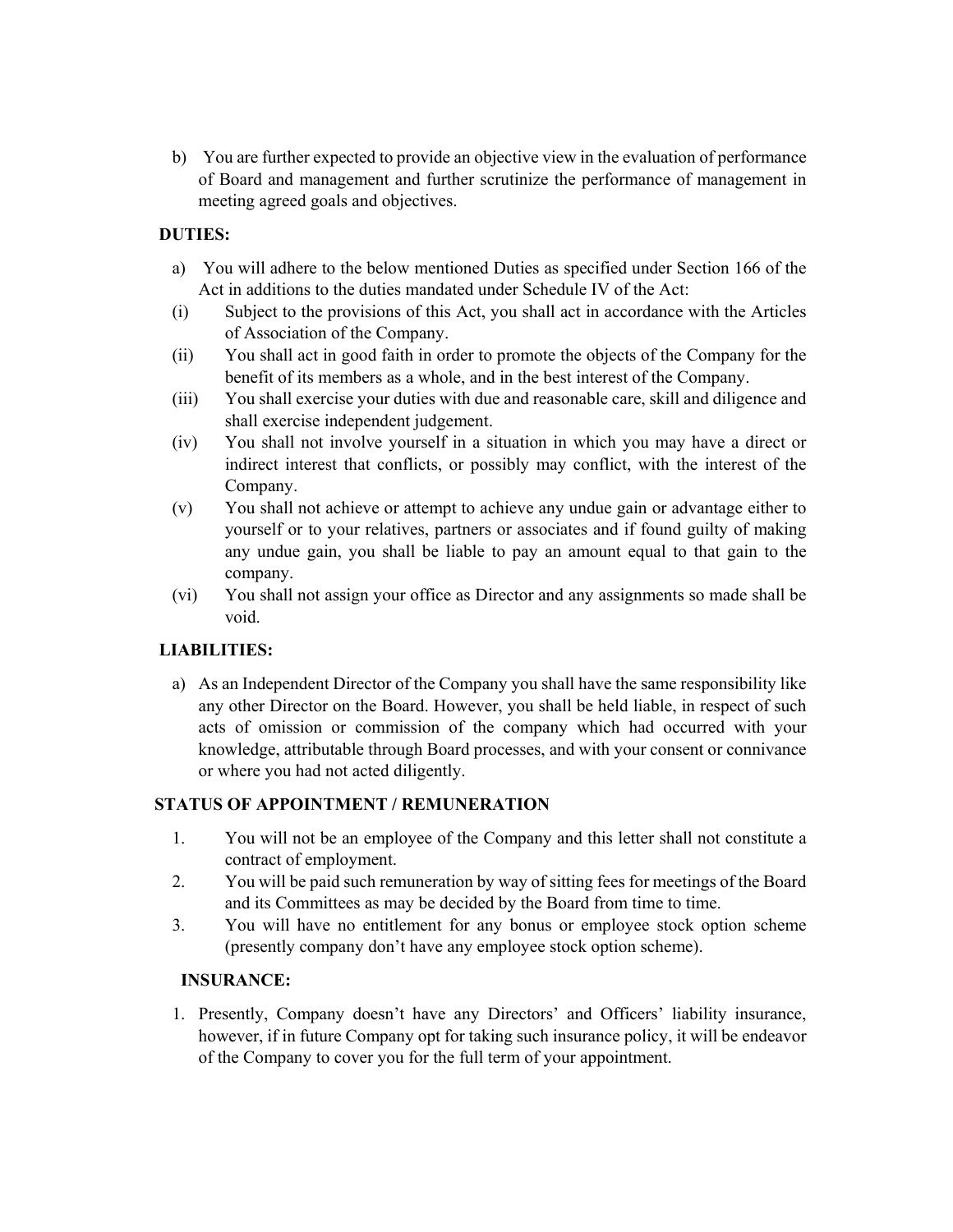b) You are further expected to provide an objective view in the evaluation of performance of Board and management and further scrutinize the performance of management in meeting agreed goals and objectives.

**DUTIES:**

a) You will adhere to the below mentioned Duties as specified under Section 166 of the Act in additions to the duties mandated under Schedule IV of the Act:

(i) Subject to the provisions of this Act, you shall act in accordance with the Articles of Association of the Company.

(ii) You shall act in good faith in order to promote the objects of the Company for the benefit of its members as a whole, and in the best interest of the Company.

(iii) You shall exercise your duties with due and reasonable care, skill and diligence and shall exercise independent judgement.

(iv) You shall not involve yourself in a situation in which you may have a direct or indirect interest that conflicts, or possibly may conflict, with the interest of the Company.

(v) You shall not achieve or attempt to achieve any undue gain or advantage either to yourself or to your relatives, partners or associates and if found guilty of making any undue gain, you shall be liable to pay an amount equal to that gain to the company.

(vi) You shall not assign your office as Director and any assignments so made shall be void.

**LIABILITIES:**

a) As an Independent Director of the Company you shall have the same responsibility like any other Director on the Board. However, you shall be held liable, in respect of such acts of omission or commission of the company which had occurred with your knowledge, attributable through Board processes, and with your consent or connivance or where you had not acted diligently.

**STATUS OF APPOINTMENT / REMUNERATION**

1. You will not be an employee of the Company and this letter shall not constitute a contract of employment.
2. You will be paid such remuneration by way of sitting fees for meetings of the Board and its Committees as may be decided by the Board from time to time.
3. You will have no entitlement for any bonus or employee stock option scheme (presently company don't have any employee stock option scheme).

**INSURANCE:**

1. Presently, Company doesn't have any Directors' and Officers' liability insurance, however, if in future Company opt for taking such insurance policy, it will be endeavor of the Company to cover you for the full term of your appointment.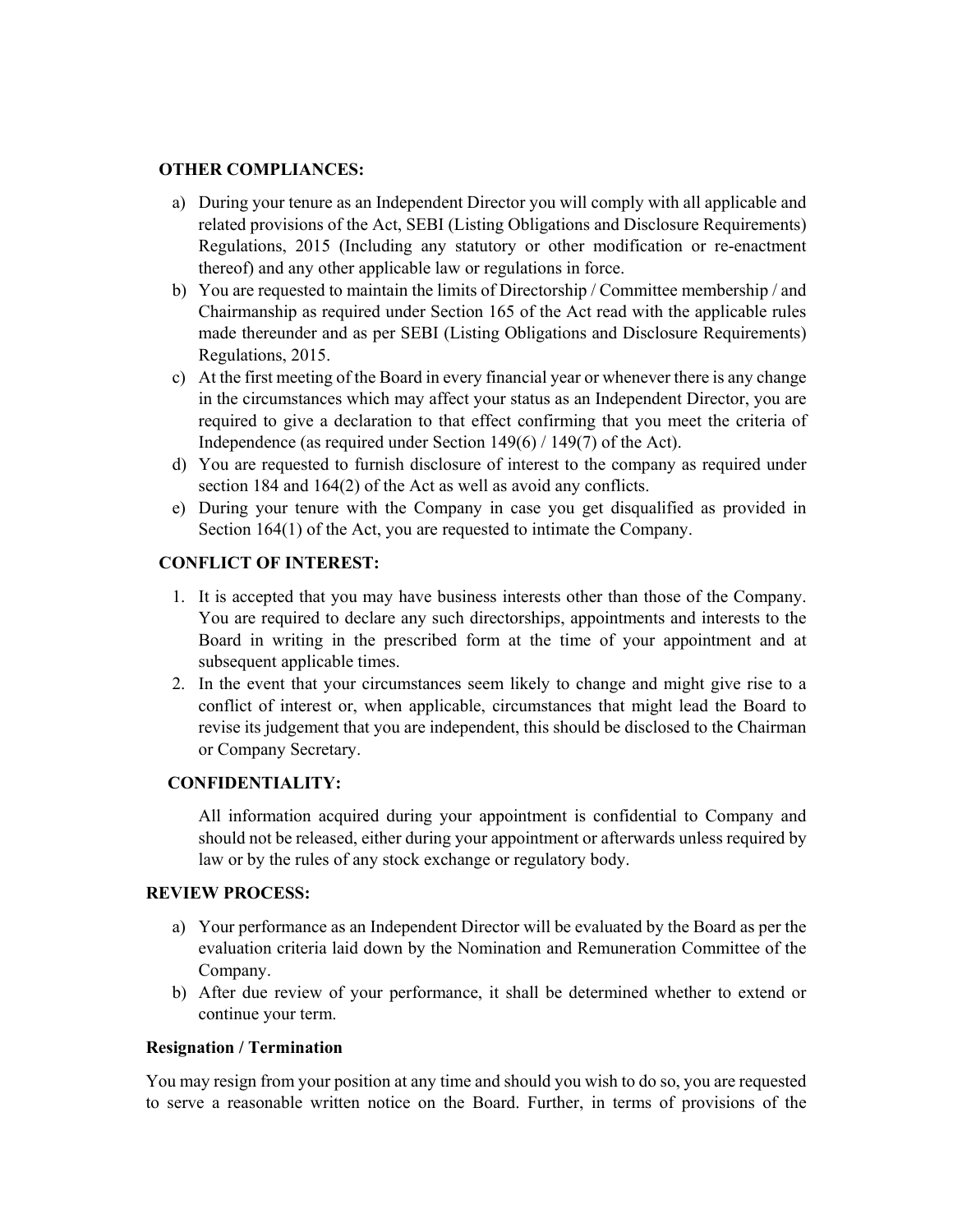**OTHER COMPLIANCES:**

a) During your tenure as an Independent Director you will comply with all applicable and related provisions of the Act, SEBI (Listing Obligations and Disclosure Requirements) Regulations, 2015 (Including any statutory or other modification or re-enactment thereof) and any other applicable law or regulations in force.
b) You are requested to maintain the limits of Directorship / Committee membership / and Chairmanship as required under Section 165 of the Act read with the applicable rules made thereunder and as per SEBI (Listing Obligations and Disclosure Requirements) Regulations, 2015.
c) At the first meeting of the Board in every financial year or whenever there is any change in the circumstances which may affect your status as an Independent Director, you are required to give a declaration to that effect confirming that you meet the criteria of Independence (as required under Section 149(6) / 149(7) of the Act).
d) You are requested to furnish disclosure of interest to the company as required under section 184 and 164(2) of the Act as well as avoid any conflicts.
e) During your tenure with the Company in case you get disqualified as provided in Section 164(1) of the Act, you are requested to intimate the Company.

**CONFLICT OF INTEREST:**

1. It is accepted that you may have business interests other than those of the Company. You are required to declare any such directorships, appointments and interests to the Board in writing in the prescribed form at the time of your appointment and at subsequent applicable times.
2. In the event that your circumstances seem likely to change and might give rise to a conflict of interest or, when applicable, circumstances that might lead the Board to revise its judgement that you are independent, this should be disclosed to the Chairman or Company Secretary.

**CONFIDENTIALITY:**

All information acquired during your appointment is confidential to Company and should not be released, either during your appointment or afterwards unless required by law or by the rules of any stock exchange or regulatory body.

**REVIEW PROCESS:**

a) Your performance as an Independent Director will be evaluated by the Board as per the evaluation criteria laid down by the Nomination and Remuneration Committee of the Company.
b) After due review of your performance, it shall be determined whether to extend or continue your term.

**Resignation / Termination**

You may resign from your position at any time and should you wish to do so, you are requested to serve a reasonable written notice on the Board. Further, in terms of provisions of the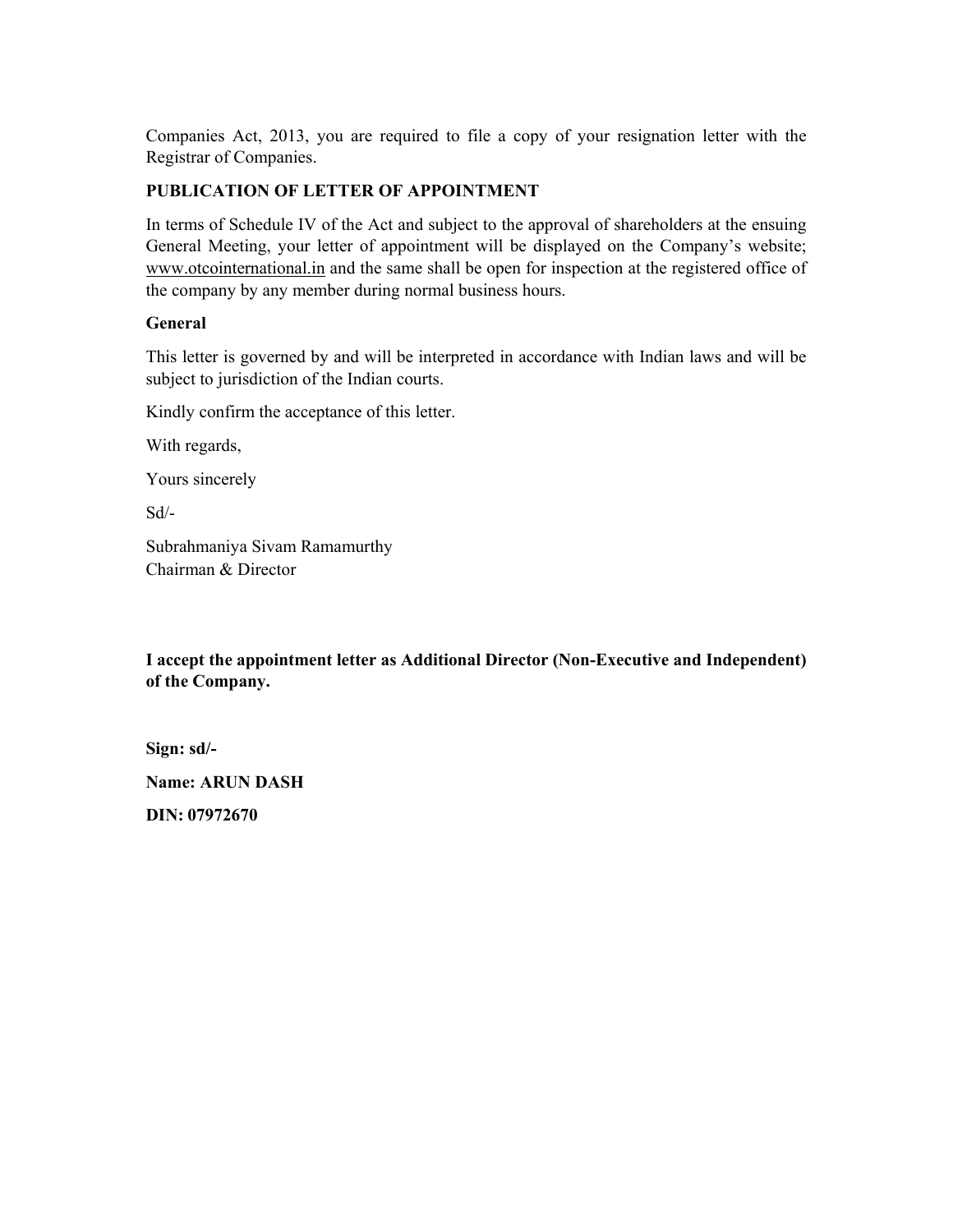Companies Act, 2013, you are required to file a copy of your resignation letter with the Registrar of Companies.

**PUBLICATION OF LETTER OF APPOINTMENT**

In terms of Schedule IV of the Act and subject to the approval of shareholders at the ensuing General Meeting, your letter of appointment will be displayed on the Company's website; www.otcointernational.in and the same shall be open for inspection at the registered office of the company by any member during normal business hours.

**General**

This letter is governed by and will be interpreted in accordance with Indian laws and will be subject to jurisdiction of the Indian courts.

Kindly confirm the acceptance of this letter.

With regards,

Yours sincerely

Sd/-

Subrahmaniya Sivam Ramamurthy
Chairman & Director

**I accept the appointment letter as Additional Director (Non-Executive and Independent) of the Company.**

**Sign: sd/-**

**Name: ARUN DASH**

**DIN: 07972670**